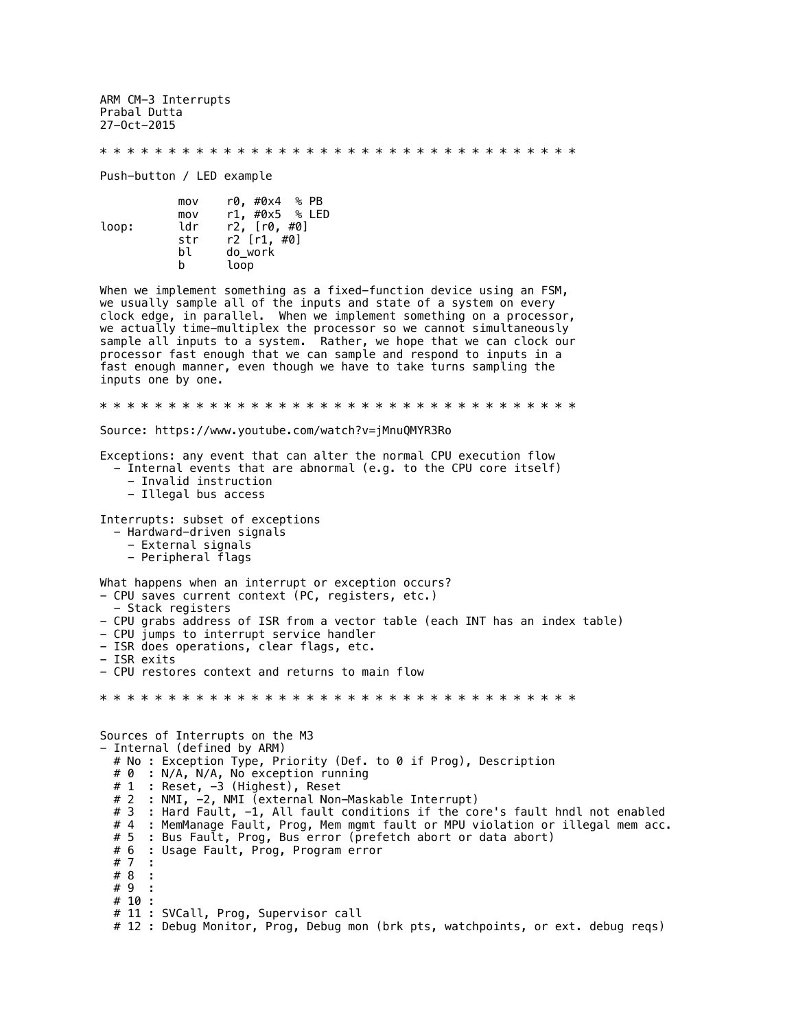ARM CM-3 Interrupts
Prabal Dutta
27-Oct-2015

* * * * * * * * * * * * * * * * * * * * * * * * * * * * * * * * * * *

Push-button / LED example

```
           mov    r0, #0x4  % PB
           mov    r1, #0x5  % LED
loop:      ldr    r2, [r0, #0]
           str    r2 [r1, #0]
           bl     do_work
           b      loop
```

When we implement something as a fixed-function device using an FSM, we usually sample all of the inputs and state of a system on every clock edge, in parallel. When we implement something on a processor, we actually time-multiplex the processor so we cannot simultaneously sample all inputs to a system. Rather, we hope that we can clock our processor fast enough that we can sample and respond to inputs in a fast enough manner, even though we have to take turns sampling the inputs one by one.

* * * * * * * * * * * * * * * * * * * * * * * * * * * * * * * * * * *

Source: https://www.youtube.com/watch?v=jMnuQMYR3Ro

Exceptions: any event that can alter the normal CPU execution flow
- Internal events that are abnormal (e.g. to the CPU core itself)
  - Invalid instruction
  - Illegal bus access

Interrupts: subset of exceptions
- Hardward-driven signals
  - External signals
  - Peripheral flags

What happens when an interrupt or exception occurs?
- CPU saves current context (PC, registers, etc.)
  - Stack registers
- CPU grabs address of ISR from a vector table (each INT has an index table)
- CPU jumps to interrupt service handler
- ISR does operations, clear flags, etc.
- ISR exits
- CPU restores context and returns to main flow

* * * * * * * * * * * * * * * * * * * * * * * * * * * * * * * * * * *

Sources of Interrupts on the M3
- Internal (defined by ARM)

```
  # No : Exception Type, Priority (Def. to 0 if Prog), Description
  # 0  : N/A, N/A, No exception running
  # 1  : Reset, -3 (Highest), Reset
  # 2  : NMI, -2, NMI (external Non-Maskable Interrupt)
  # 3  : Hard Fault, -1, All fault conditions if the core's fault hndl not enabled
  # 4  : MemManage Fault, Prog, Mem mgmt fault or MPU violation or illegal mem acc.
  # 5  : Bus Fault, Prog, Bus error (prefetch abort or data abort)
  # 6  : Usage Fault, Prog, Program error
  # 7  :
  # 8  :
  # 9  :
  # 10 :
  # 11 : SVCall, Prog, Supervisor call
  # 12 : Debug Monitor, Prog, Debug mon (brk pts, watchpoints, or ext. debug reqs)
```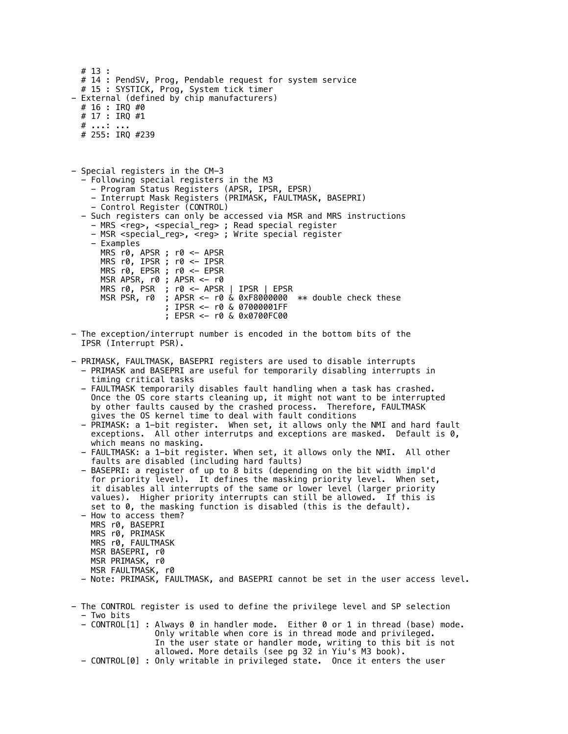```
    # 13 :
    # 14 : PendSV, Prog, Pendable request for system service
    # 15 : SYSTICK, Prog, System tick timer
  - External (defined by chip manufacturers)
    # 16 : IRQ #0
    # 17 : IRQ #1
    # ...: ...
    # 255: IRQ #239



  - Special registers in the CM-3
    - Following special registers in the M3
      - Program Status Registers (APSR, IPSR, EPSR)
      - Interrupt Mask Registers (PRIMASK, FAULTMASK, BASEPRI)
      - Control Register (CONTROL)
    - Such registers can only be accessed via MSR and MRS instructions
      - MRS <reg>, <special_reg> ; Read special register
      - MSR <special_reg>, <reg> ; Write special register
      - Examples
        MRS r0, APSR ; r0 <- APSR
        MRS r0, IPSR ; r0 <- IPSR
        MRS r0, EPSR ; r0 <- EPSR
        MSR APSR, r0 ; APSR <- r0
        MRS r0, PSR  ; r0 <- APSR | IPSR | EPSR
        MSR PSR, r0  ; APSR <- r0 & 0xF8000000  ** double check these
                     ; IPSR <- r0 & 07000001FF
                     ; EPSR <- r0 & 0x0700FC00

  - The exception/interrupt number is encoded in the bottom bits of the
    IPSR (Interrupt PSR).

  - PRIMASK, FAULTMASK, BASEPRI registers are used to disable interrupts
    - PRIMASK and BASEPRI are useful for temporarily disabling interrupts in
      timing critical tasks
    - FAULTMASK temporarily disables fault handling when a task has crashed.
      Once the OS core starts cleaning up, it might not want to be interrupted
      by other faults caused by the crashed process.  Therefore, FAULTMASK
      gives the OS kernel time to deal with fault conditions
    - PRIMASK: a 1-bit register.  When set, it allows only the NMI and hard fault
      exceptions.  All other interrutps and exceptions are masked.  Default is 0,
      which means no masking.
    - FAULTMASK: a 1-bit register. When set, it allows only the NMI.  All other
      faults are disabled (including hard faults)
    - BASEPRI: a register of up to 8 bits (depending on the bit width impl'd
      for priority level).  It defines the masking priority level.  When set,
      it disables all interrupts of the same or lower level (larger priority
      values).  Higher priority interrupts can still be allowed.  If this is
      set to 0, the masking function is disabled (this is the default).
    - How to access them?
      MRS r0, BASEPRI
      MRS r0, PRIMASK
      MRS r0, FAULTMASK
      MSR BASEPRI, r0
      MSR PRIMASK, r0
      MSR FAULTMASK, r0
    - Note: PRIMASK, FAULTMASK, and BASEPRI cannot be set in the user access level.


  - The CONTROL register is used to define the privilege level and SP selection
    - Two bits
    - CONTROL[1] : Always 0 in handler mode.  Either 0 or 1 in thread (base) mode.
                   Only writable when core is in thread mode and privileged.
                   In the user state or handler mode, writing to this bit is not
                   allowed. More details (see pg 32 in Yiu's M3 book).
    - CONTROL[0] : Only writable in privileged state.  Once it enters the user
```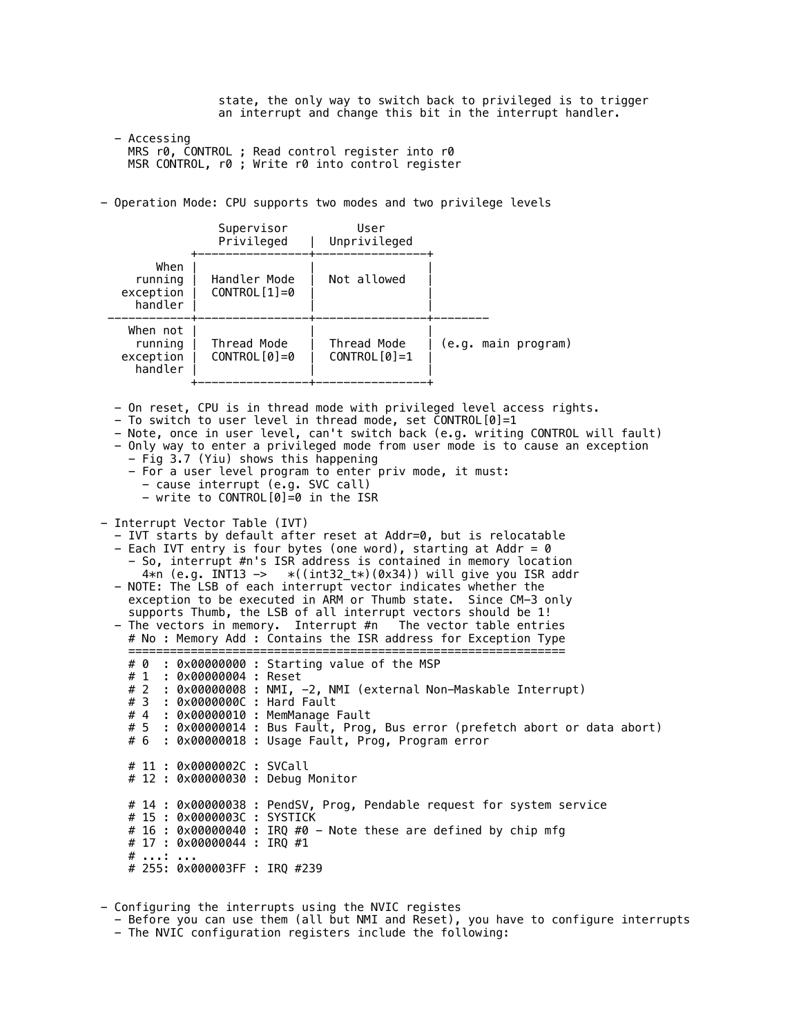state, the only way to switch back to privileged is to trigger an interrupt and change this bit in the interrupt handler.

- Accessing
  ```
  MRS r0, CONTROL ; Read control register into r0
  MSR CONTROL, r0 ; Write r0 into control register
  ```

- Operation Mode: CPU supports two modes and two privilege levels

```
                Supervisor          User
                Privileged    |  Unprivileged
            +----------------+----------------+
       When |                |                |
    running |  Handler Mode  |  Not allowed   |
  exception |  CONTROL[1]=0  |                |
    handler |                |                |
 -----------+----------------+----------------+--------
   When not |                |                |
    running |  Thread Mode   |  Thread Mode   | (e.g. main program)
  exception |  CONTROL[0]=0  |  CONTROL[0]=1  |
    handler |                |                |
            +----------------+----------------+
```

  - On reset, CPU is in thread mode with privileged level access rights.
  - To switch to user level in thread mode, set CONTROL[0]=1
  - Note, once in user level, can't switch back (e.g. writing CONTROL will fault)
  - Only way to enter a privileged mode from user mode is to cause an exception
    - Fig 3.7 (Yiu) shows this happening
    - For a user level program to enter priv mode, it must:
      - cause interrupt (e.g. SVC call)
      - write to CONTROL[0]=0 in the ISR

- Interrupt Vector Table (IVT)
  - IVT starts by default after reset at Addr=0, but is relocatable
  - Each IVT entry is four bytes (one word), starting at Addr = 0
    - So, interrupt #n's ISR address is contained in memory location 4*n (e.g. INT13 -> *((int32_t*)(0x34)) will give you ISR addr
  - NOTE: The LSB of each interrupt vector indicates whether the exception to be executed in ARM or Thumb state. Since CM-3 only supports Thumb, the LSB of all interrupt vectors should be 1!
  - The vectors in memory. Interrupt #n The vector table entries

```
# No : Memory Add : Contains the ISR address for Exception Type
===============================================================
# 0  : 0x00000000 : Starting value of the MSP
# 1  : 0x00000004 : Reset
# 2  : 0x00000008 : NMI, -2, NMI (external Non-Maskable Interrupt)
# 3  : 0x0000000C : Hard Fault
# 4  : 0x00000010 : MemManage Fault
# 5  : 0x00000014 : Bus Fault, Prog, Bus error (prefetch abort or data abort)
# 6  : 0x00000018 : Usage Fault, Prog, Program error

# 11 : 0x0000002C : SVCall
# 12 : 0x00000030 : Debug Monitor

# 14 : 0x00000038 : PendSV, Prog, Pendable request for system service
# 15 : 0x0000003C : SYSTICK
# 16 : 0x00000040 : IRQ #0 - Note these are defined by chip mfg
# 17 : 0x00000044 : IRQ #1
# ...: ...
# 255: 0x000003FF : IRQ #239
```

- Configuring the interrupts using the NVIC registes
  - Before you can use them (all but NMI and Reset), you have to configure interrupts
  - The NVIC configuration registers include the following: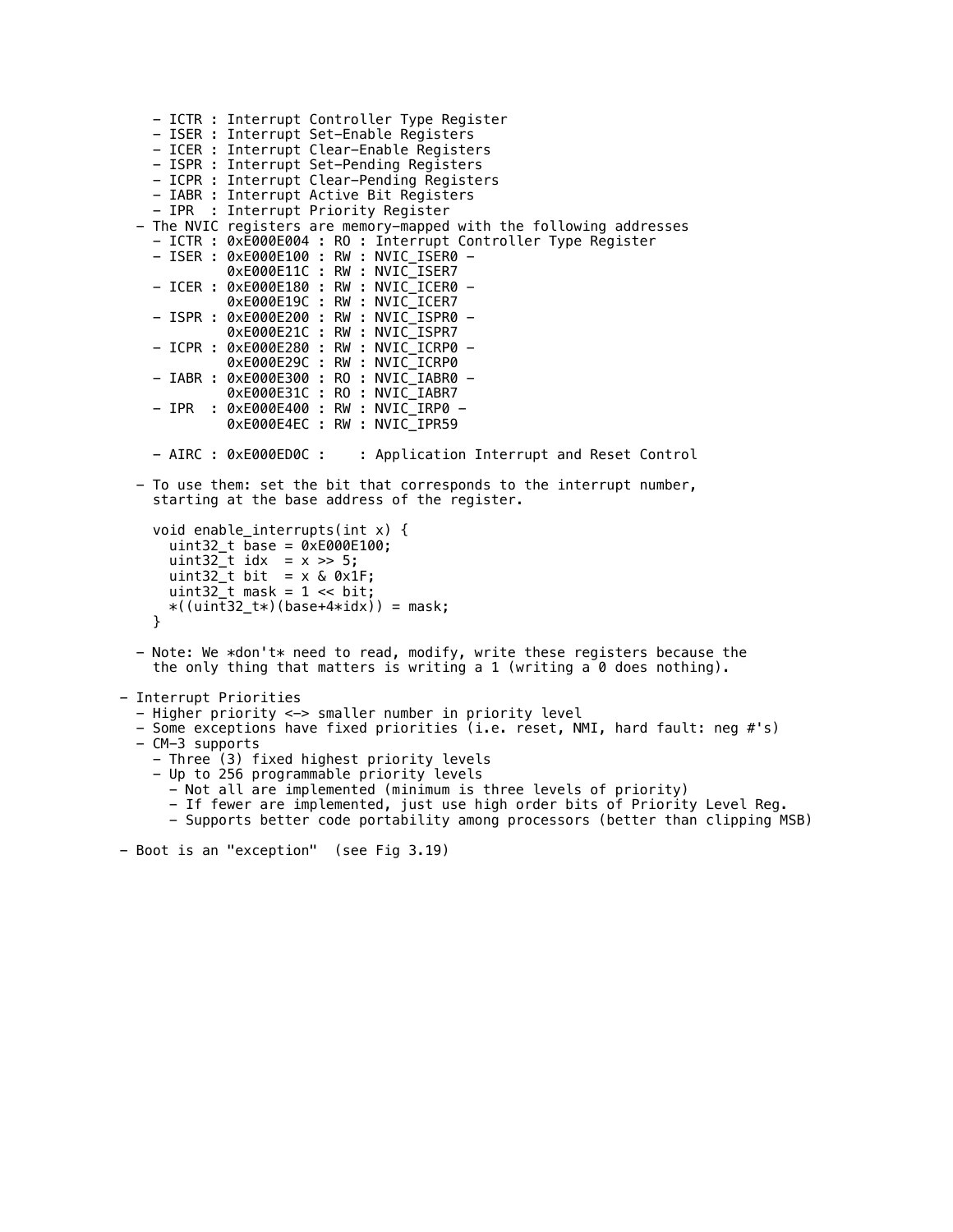- ICTR : Interrupt Controller Type Register
  - ISER : Interrupt Set-Enable Registers
  - ICER : Interrupt Clear-Enable Registers
  - ISPR : Interrupt Set-Pending Registers
  - ICPR : Interrupt Clear-Pending Registers
  - IABR : Interrupt Active Bit Registers
  - IPR  : Interrupt Priority Register
- The NVIC registers are memory-mapped with the following addresses
  - ICTR : 0xE000E004 : RO : Interrupt Controller Type Register
  - ISER : 0xE000E100 : RW : NVIC_ISER0 -
    0xE000E11C : RW : NVIC_ISER7
  - ICER : 0xE000E180 : RW : NVIC_ICER0 -
    0xE000E19C : RW : NVIC_ICER7
  - ISPR : 0xE000E200 : RW : NVIC_ISPR0 -
    0xE000E21C : RW : NVIC_ISPR7
  - ICPR : 0xE000E280 : RW : NVIC_ICRP0 -
    0xE000E29C : RW : NVIC_ICRP0
  - IABR : 0xE000E300 : RO : NVIC_IABR0 -
    0xE000E31C : RO : NVIC_IABR7
  - IPR  : 0xE000E400 : RW : NVIC_IRP0 -
    0xE000E4EC : RW : NVIC_IPR59

  - AIRC : 0xE000ED0C :    : Application Interrupt and Reset Control

- To use them: set the bit that corresponds to the interrupt number, starting at the base address of the register.

```
void enable_interrupts(int x) {
  uint32_t base = 0xE000E100;
  uint32_t idx  = x >> 5;
  uint32_t bit  = x & 0x1F;
  uint32_t mask = 1 << bit;
  *((uint32_t*)(base+4*idx)) = mask;
}
```

- Note: We *don't* need to read, modify, write these registers because the the only thing that matters is writing a 1 (writing a 0 does nothing).

- Interrupt Priorities
  - Higher priority <-> smaller number in priority level
  - Some exceptions have fixed priorities (i.e. reset, NMI, hard fault: neg #'s)
  - CM-3 supports
    - Three (3) fixed highest priority levels
    - Up to 256 programmable priority levels
      - Not all are implemented (minimum is three levels of priority)
      - If fewer are implemented, just use high order bits of Priority Level Reg.
      - Supports better code portability among processors (better than clipping MSB)

- Boot is an "exception"  (see Fig 3.19)